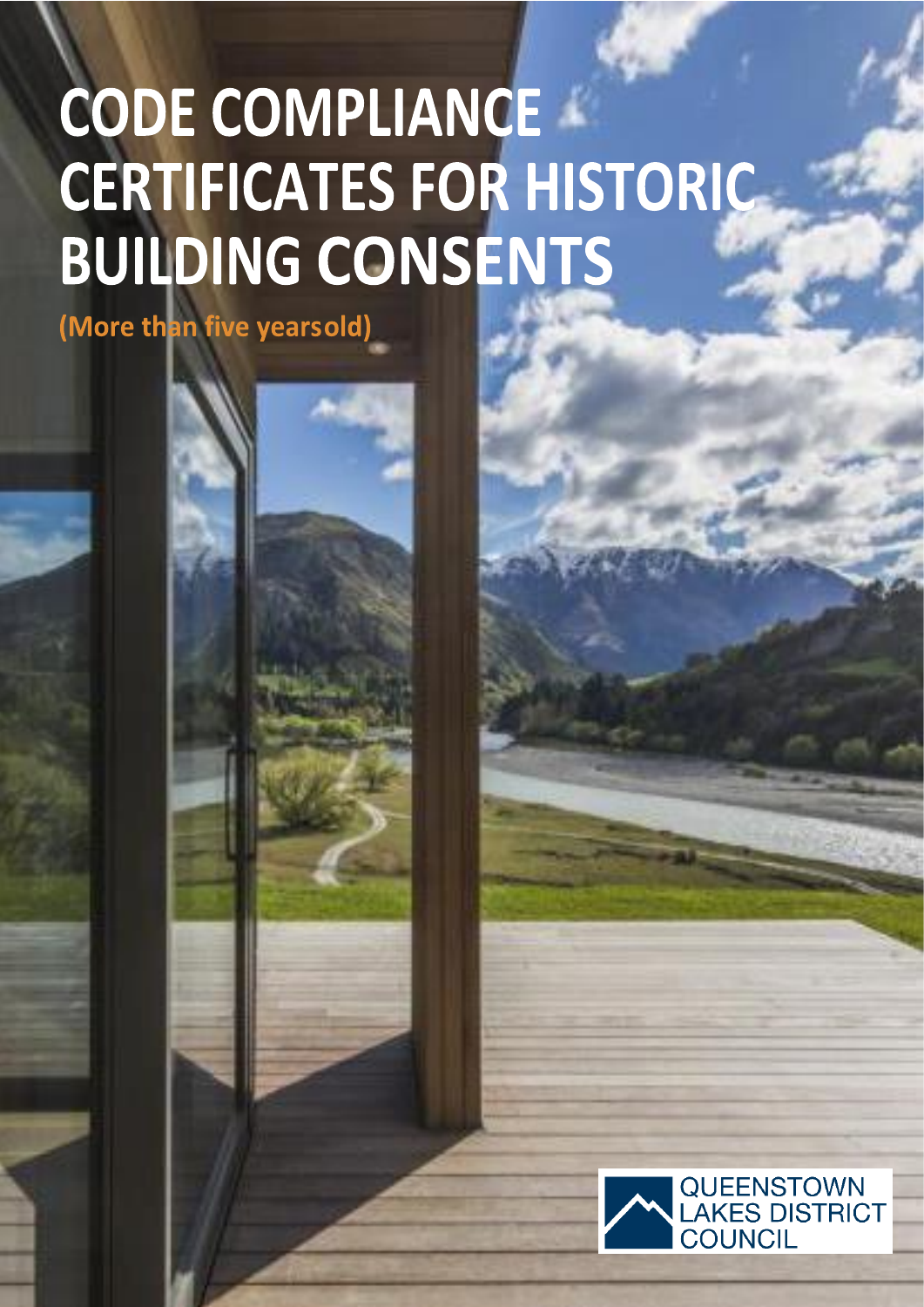# CODE COMPLIANCE CERTIFICATES FOR HISTORIC BUILDING CONSENTS

**(More than five yearsold)**

QUEENSTOWN LAKES DISTRICT COUNCIL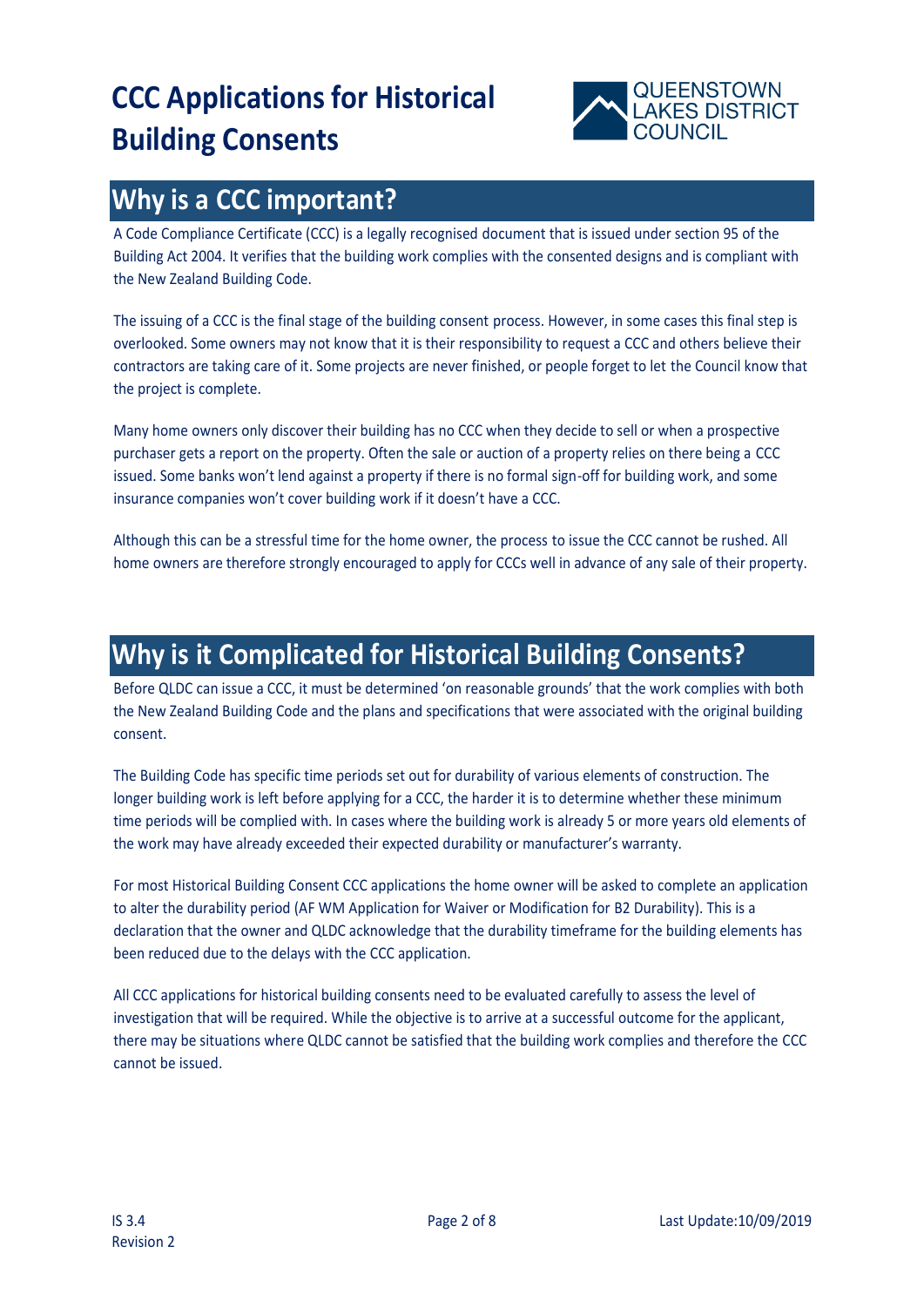# CCC Applications for Historical Building Consents

## Why is a CCC important?

A Code Compliance Certificate (CCC) is a legally recognised document that is issued under section 95 of the Building Act 2004. It verifies that the building work complies with the consented designs and is compliant with the New Zealand Building Code.

The issuing of a CCC is the final stage of the building consent process. However, in some cases this final step is overlooked. Some owners may not know that it is their responsibility to request a CCC and others believe their contractors are taking care of it. Some projects are never finished, or people forget to let the Council know that the project is complete.

Many home owners only discover their building has no CCC when they decide to sell or when a prospective purchaser gets a report on the property. Often the sale or auction of a property relies on there being a CCC issued. Some banks won't lend against a property if there is no formal sign-off for building work, and some insurance companies won't cover building work if it doesn't have a CCC.

Although this can be a stressful time for the home owner, the process to issue the CCC cannot be rushed. All home owners are therefore strongly encouraged to apply for CCCs well in advance of any sale of their property.

## Why is it Complicated for Historical Building Consents?

Before QLDC can issue a CCC, it must be determined 'on reasonable grounds' that the work complies with both the New Zealand Building Code and the plans and specifications that were associated with the original building consent.

The Building Code has specific time periods set out for durability of various elements of construction. The longer building work is left before applying for a CCC, the harder it is to determine whether these minimum time periods will be complied with. In cases where the building work is already 5 or more years old elements of the work may have already exceeded their expected durability or manufacturer's warranty.

For most Historical Building Consent CCC applications the home owner will be asked to complete an application to alter the durability period (AF WM Application for Waiver or Modification for B2 Durability). This is a declaration that the owner and QLDC acknowledge that the durability timeframe for the building elements has been reduced due to the delays with the CCC application.

All CCC applications for historical building consents need to be evaluated carefully to assess the level of investigation that will be required. While the objective is to arrive at a successful outcome for the applicant, there may be situations where QLDC cannot be satisfied that the building work complies and therefore the CCC cannot be issued.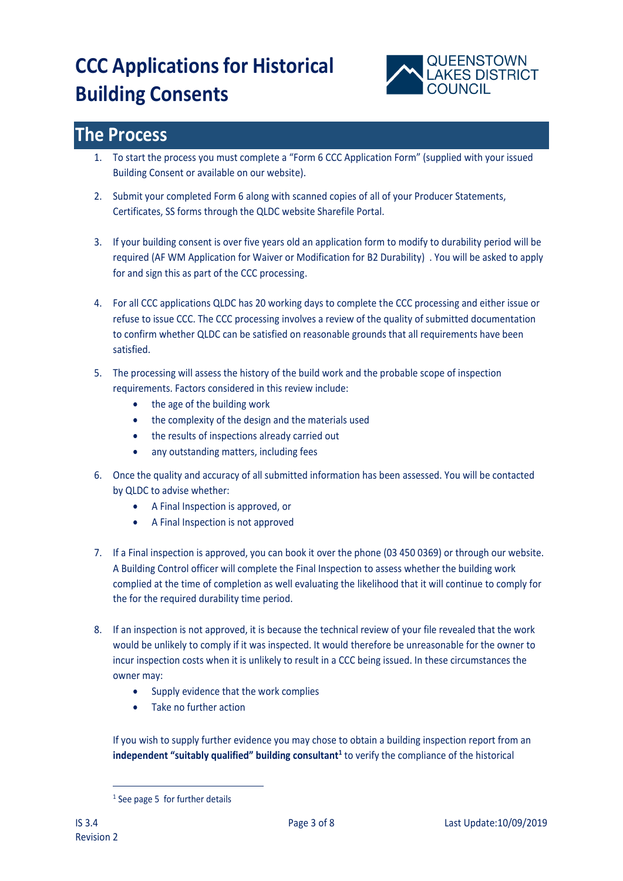# CCC Applications for Historical Building Consents

QUEENSTOWN LAKES DISTRICT COUNCIL

## The Process

1. To start the process you must complete a "Form 6 CCC Application Form" (supplied with your issued Building Consent or available on our website).

2. Submit your completed Form 6 along with scanned copies of all of your Producer Statements, Certificates, SS forms through the QLDC website Sharefile Portal.

3. If your building consent is over five years old an application form to modify to durability period will be required (AF WM Application for Waiver or Modification for B2 Durability) . You will be asked to apply for and sign this as part of the CCC processing.

4. For all CCC applications QLDC has 20 working days to complete the CCC processing and either issue or refuse to issue CCC. The CCC processing involves a review of the quality of submitted documentation to confirm whether QLDC can be satisfied on reasonable grounds that all requirements have been satisfied.

5. The processing will assess the history of the build work and the probable scope of inspection requirements. Factors considered in this review include:
   - the age of the building work
   - the complexity of the design and the materials used
   - the results of inspections already carried out
   - any outstanding matters, including fees

6. Once the quality and accuracy of all submitted information has been assessed. You will be contacted by QLDC to advise whether:
   - A Final Inspection is approved, or
   - A Final Inspection is not approved

7. If a Final inspection is approved, you can book it over the phone (03 450 0369) or through our website. A Building Control officer will complete the Final Inspection to assess whether the building work complied at the time of completion as well evaluating the likelihood that it will continue to comply for the for the required durability time period.

8. If an inspection is not approved, it is because the technical review of your file revealed that the work would be unlikely to comply if it was inspected. It would therefore be unreasonable for the owner to incur inspection costs when it is unlikely to result in a CCC being issued. In these circumstances the owner may:
   - Supply evidence that the work complies
   - Take no further action

   If you wish to supply further evidence you may chose to obtain a building inspection report from an **independent "suitably qualified" building consultant**[1] to verify the compliance of the historical

[1] See page 5 for further details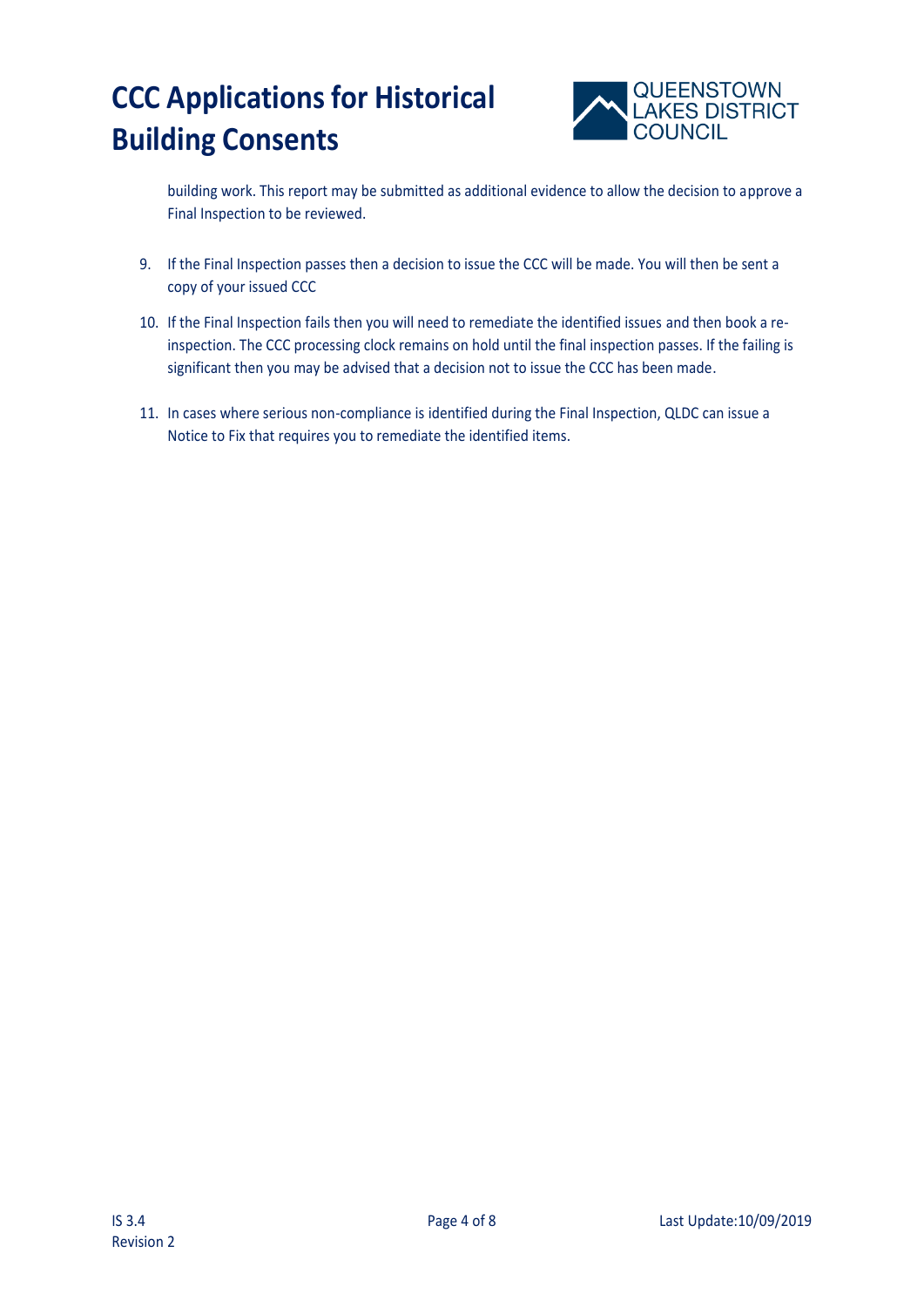building work. This report may be submitted as additional evidence to allow the decision to approve a Final Inspection to be reviewed.

9. If the Final Inspection passes then a decision to issue the CCC will be made. You will then be sent a copy of your issued CCC

10. If the Final Inspection fails then you will need to remediate the identified issues and then book a re-inspection. The CCC processing clock remains on hold until the final inspection passes. If the failing is significant then you may be advised that a decision not to issue the CCC has been made.

11. In cases where serious non-compliance is identified during the Final Inspection, QLDC can issue a Notice to Fix that requires you to remediate the identified items.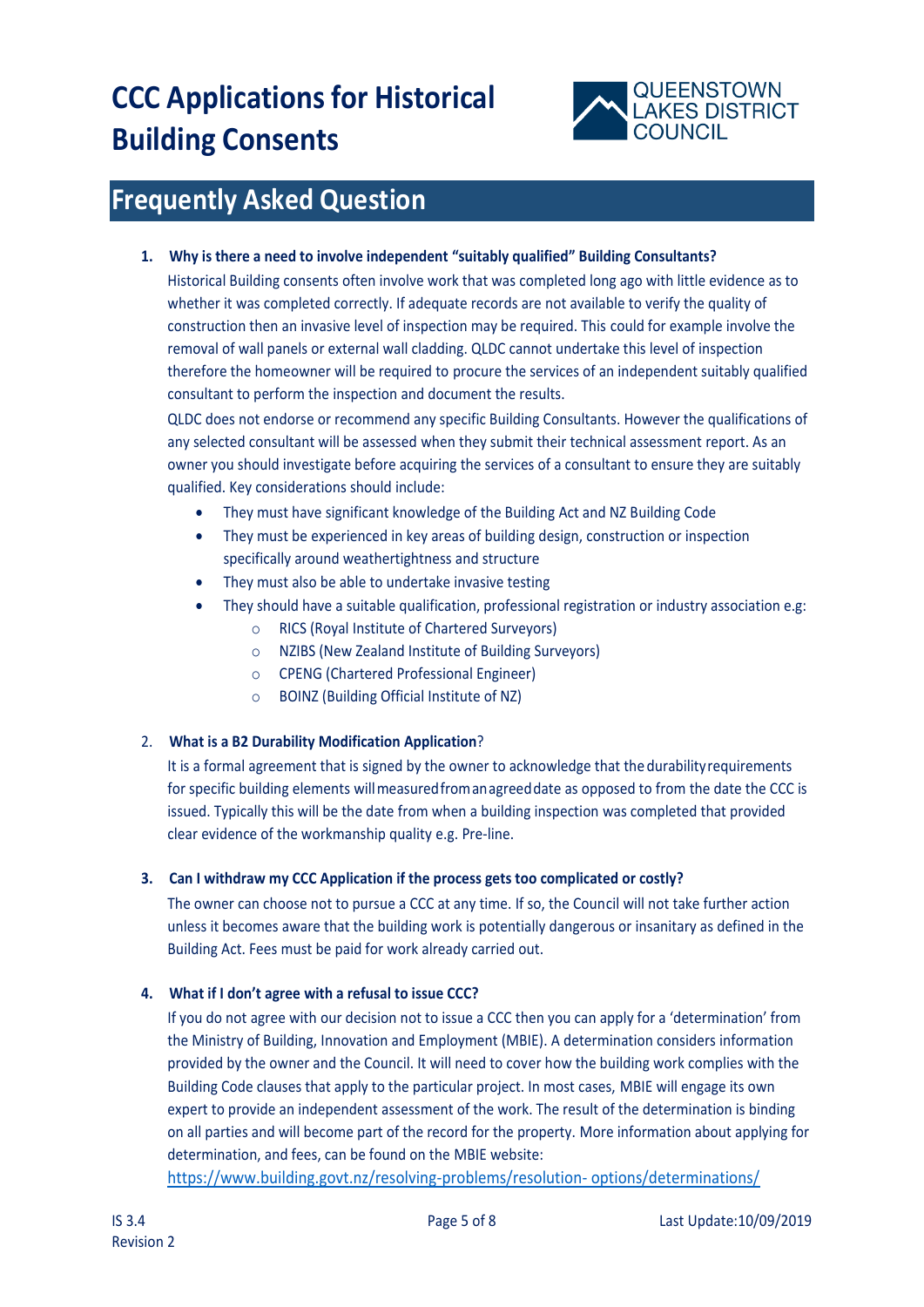# CCC Applications for Historical Building Consents

## Frequently Asked Question

1. **Why is there a need to involve independent "suitably qualified" Building Consultants?**

   Historical Building consents often involve work that was completed long ago with little evidence as to whether it was completed correctly. If adequate records are not available to verify the quality of construction then an invasive level of inspection may be required. This could for example involve the removal of wall panels or external wall cladding. QLDC cannot undertake this level of inspection therefore the homeowner will be required to procure the services of an independent suitably qualified consultant to perform the inspection and document the results.

   QLDC does not endorse or recommend any specific Building Consultants. However the qualifications of any selected consultant will be assessed when they submit their technical assessment report. As an owner you should investigate before acquiring the services of a consultant to ensure they are suitably qualified. Key considerations should include:

   - They must have significant knowledge of the Building Act and NZ Building Code
   - They must be experienced in key areas of building design, construction or inspection specifically around weathertightness and structure
   - They must also be able to undertake invasive testing
   - They should have a suitable qualification, professional registration or industry association e.g:
     - RICS (Royal Institute of Chartered Surveyors)
     - NZIBS (New Zealand Institute of Building Surveyors)
     - CPENG (Chartered Professional Engineer)
     - BOINZ (Building Official Institute of NZ)

2. **What is a B2 Durability Modification Application**?

   It is a formal agreement that is signed by the owner to acknowledge that the durability requirements for specific building elements will measured from an agreed date as opposed to from the date the CCC is issued. Typically this will be the date from when a building inspection was completed that provided clear evidence of the workmanship quality e.g. Pre-line.

3. **Can I withdraw my CCC Application if the process gets too complicated or costly?**

   The owner can choose not to pursue a CCC at any time. If so, the Council will not take further action unless it becomes aware that the building work is potentially dangerous or insanitary as defined in the Building Act. Fees must be paid for work already carried out.

4. **What if I don't agree with a refusal to issue CCC?**

   If you do not agree with our decision not to issue a CCC then you can apply for a 'determination' from the Ministry of Building, Innovation and Employment (MBIE). A determination considers information provided by the owner and the Council. It will need to cover how the building work complies with the Building Code clauses that apply to the particular project. In most cases, MBIE will engage its own expert to provide an independent assessment of the work. The result of the determination is binding on all parties and will become part of the record for the property. More information about applying for determination, and fees, can be found on the MBIE website:
   https://www.building.govt.nz/resolving-problems/resolution-options/determinations/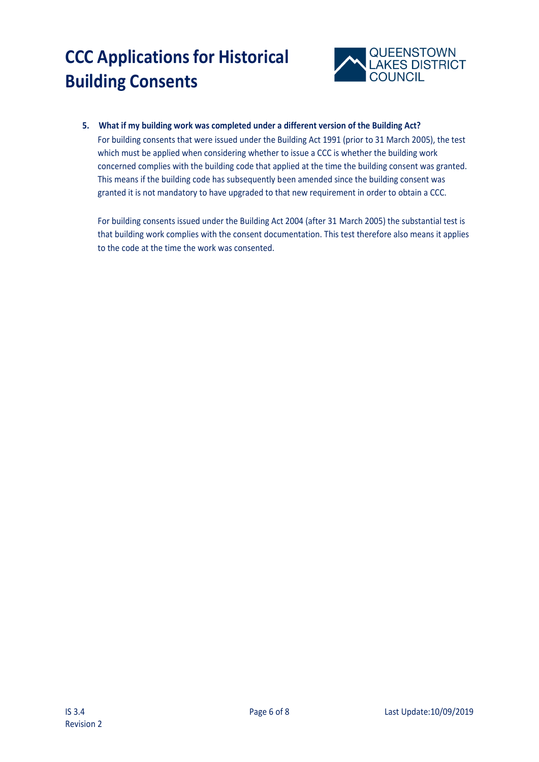**5. What if my building work was completed under a different version of the Building Act?**

For building consents that were issued under the Building Act 1991 (prior to 31 March 2005), the test which must be applied when considering whether to issue a CCC is whether the building work concerned complies with the building code that applied at the time the building consent was granted. This means if the building code has subsequently been amended since the building consent was granted it is not mandatory to have upgraded to that new requirement in order to obtain a CCC.

For building consents issued under the Building Act 2004 (after 31 March 2005) the substantial test is that building work complies with the consent documentation. This test therefore also means it applies to the code at the time the work was consented.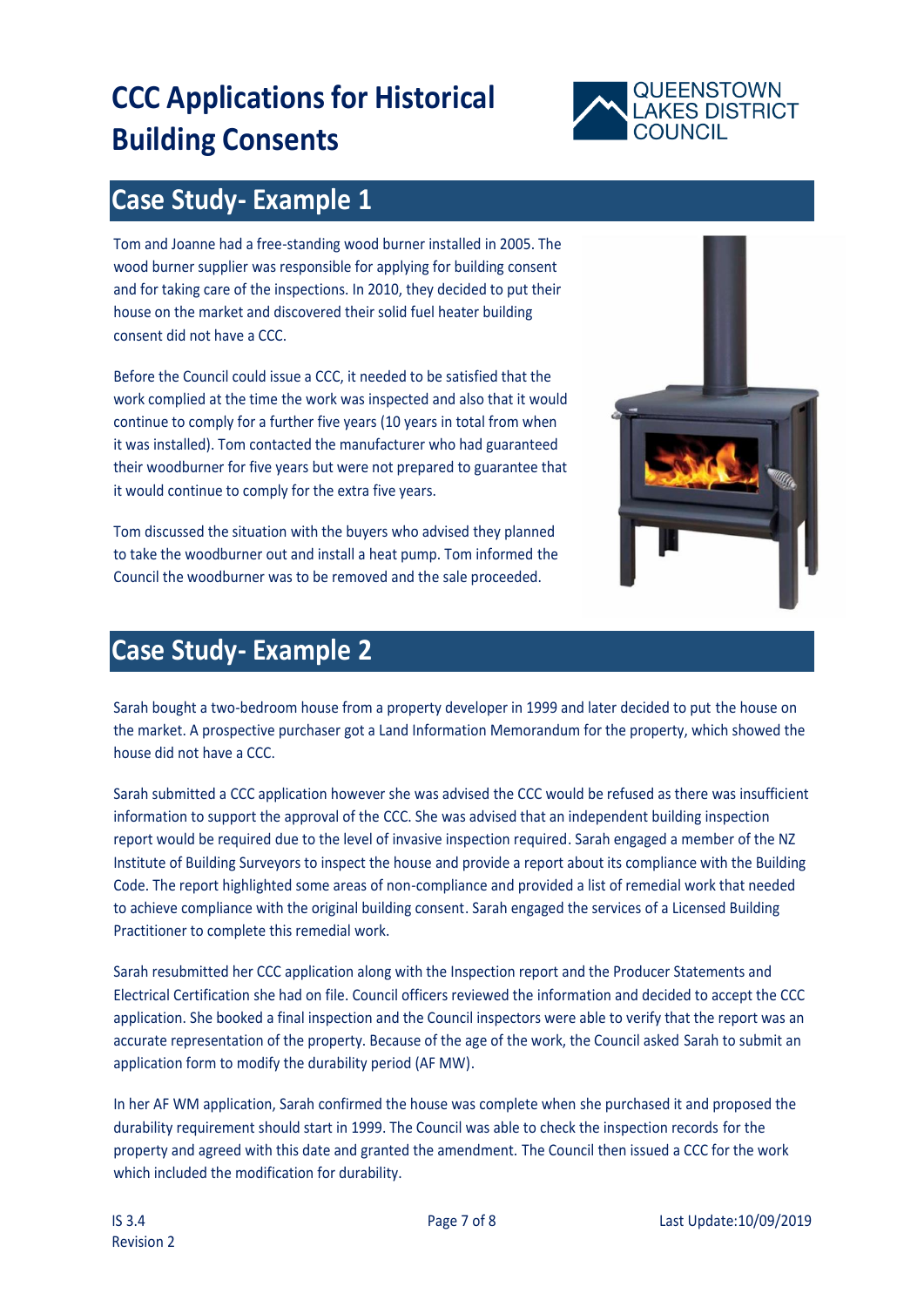# CCC Applications for Historical Building Consents

## Case Study- Example 1

Tom and Joanne had a free-standing wood burner installed in 2005. The wood burner supplier was responsible for applying for building consent and for taking care of the inspections. In 2010, they decided to put their house on the market and discovered their solid fuel heater building consent did not have a CCC.

Before the Council could issue a CCC, it needed to be satisfied that the work complied at the time the work was inspected and also that it would continue to comply for a further five years (10 years in total from when it was installed). Tom contacted the manufacturer who had guaranteed their woodburner for five years but were not prepared to guarantee that it would continue to comply for the extra five years.

Tom discussed the situation with the buyers who advised they planned to take the woodburner out and install a heat pump. Tom informed the Council the woodburner was to be removed and the sale proceeded.

## Case Study- Example 2

Sarah bought a two-bedroom house from a property developer in 1999 and later decided to put the house on the market. A prospective purchaser got a Land Information Memorandum for the property, which showed the house did not have a CCC.

Sarah submitted a CCC application however she was advised the CCC would be refused as there was insufficient information to support the approval of the CCC. She was advised that an independent building inspection report would be required due to the level of invasive inspection required. Sarah engaged a member of the NZ Institute of Building Surveyors to inspect the house and provide a report about its compliance with the Building Code. The report highlighted some areas of non-compliance and provided a list of remedial work that needed to achieve compliance with the original building consent. Sarah engaged the services of a Licensed Building Practitioner to complete this remedial work.

Sarah resubmitted her CCC application along with the Inspection report and the Producer Statements and Electrical Certification she had on file. Council officers reviewed the information and decided to accept the CCC application. She booked a final inspection and the Council inspectors were able to verify that the report was an accurate representation of the property. Because of the age of the work, the Council asked Sarah to submit an application form to modify the durability period (AF MW).

In her AF WM application, Sarah confirmed the house was complete when she purchased it and proposed the durability requirement should start in 1999. The Council was able to check the inspection records for the property and agreed with this date and granted the amendment. The Council then issued a CCC for the work which included the modification for durability.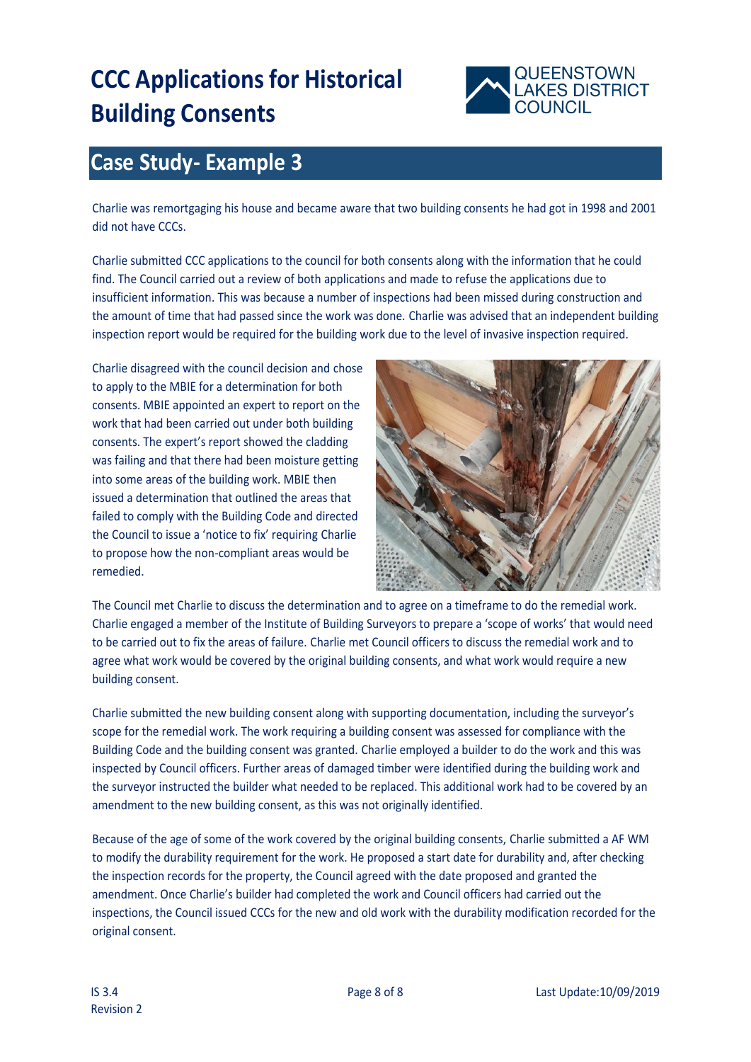# CCC Applications for Historical Building Consents

## Case Study- Example 3

Charlie was remortgaging his house and became aware that two building consents he had got in 1998 and 2001 did not have CCCs.

Charlie submitted CCC applications to the council for both consents along with the information that he could find. The Council carried out a review of both applications and made to refuse the applications due to insufficient information. This was because a number of inspections had been missed during construction and the amount of time that had passed since the work was done. Charlie was advised that an independent building inspection report would be required for the building work due to the level of invasive inspection required.

Charlie disagreed with the council decision and chose to apply to the MBIE for a determination for both consents. MBIE appointed an expert to report on the work that had been carried out under both building consents. The expert's report showed the cladding was failing and that there had been moisture getting into some areas of the building work. MBIE then issued a determination that outlined the areas that failed to comply with the Building Code and directed the Council to issue a 'notice to fix' requiring Charlie to propose how the non-compliant areas would be remedied.

The Council met Charlie to discuss the determination and to agree on a timeframe to do the remedial work. Charlie engaged a member of the Institute of Building Surveyors to prepare a 'scope of works' that would need to be carried out to fix the areas of failure. Charlie met Council officers to discuss the remedial work and to agree what work would be covered by the original building consents, and what work would require a new building consent.

Charlie submitted the new building consent along with supporting documentation, including the surveyor's scope for the remedial work. The work requiring a building consent was assessed for compliance with the Building Code and the building consent was granted. Charlie employed a builder to do the work and this was inspected by Council officers. Further areas of damaged timber were identified during the building work and the surveyor instructed the builder what needed to be replaced. This additional work had to be covered by an amendment to the new building consent, as this was not originally identified.

Because of the age of some of the work covered by the original building consents, Charlie submitted a AF WM to modify the durability requirement for the work. He proposed a start date for durability and, after checking the inspection records for the property, the Council agreed with the date proposed and granted the amendment. Once Charlie's builder had completed the work and Council officers had carried out the inspections, the Council issued CCCs for the new and old work with the durability modification recorded for the original consent.